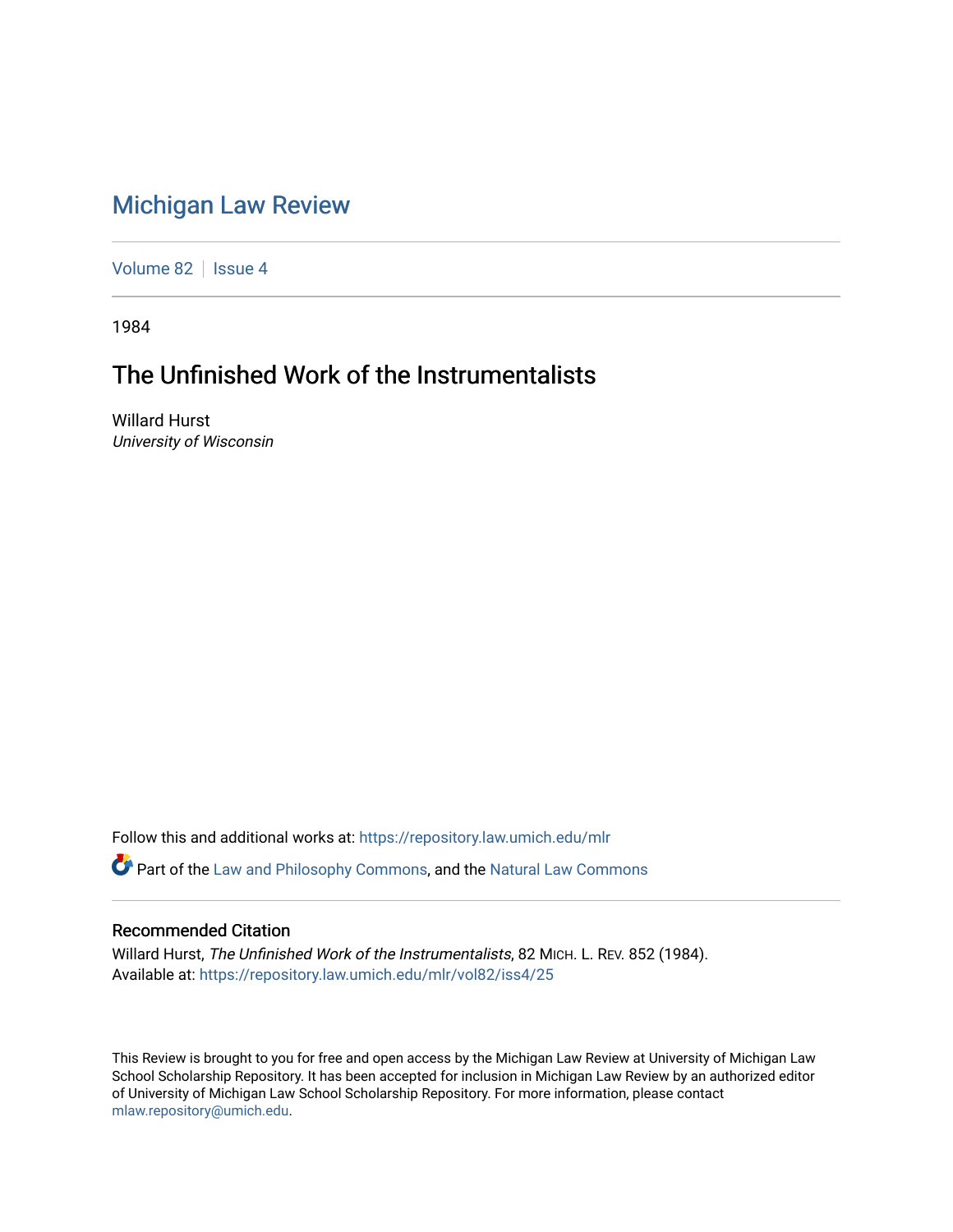# Michigan Law Review

Volume 82 | Issue 4

1984

## The Unfinished Work of the Instrumentalists

Willard Hurst
*University of Wisconsin*

Follow this and additional works at: https://repository.law.umich.edu/mlr

Part of the Law and Philosophy Commons, and the Natural Law Commons

### Recommended Citation

Willard Hurst, *The Unfinished Work of the Instrumentalists*, 82 MICH. L. REV. 852 (1984).
Available at: https://repository.law.umich.edu/mlr/vol82/iss4/25

This Review is brought to you for free and open access by the Michigan Law Review at University of Michigan Law School Scholarship Repository. It has been accepted for inclusion in Michigan Law Review by an authorized editor of University of Michigan Law School Scholarship Repository. For more information, please contact mlaw.repository@umich.edu.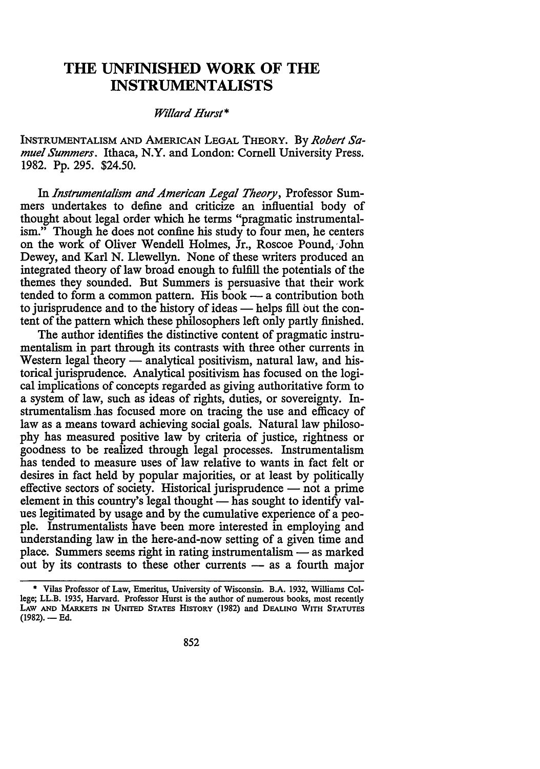# THE UNFINISHED WORK OF THE INSTRUMENTALISTS

*Willard Hurst**

INSTRUMENTALISM AND AMERICAN LEGAL THEORY. By *Robert Samuel Summers*. Ithaca, N.Y. and London: Cornell University Press. 1982. Pp. 295. $24.50.

In *Instrumentalism and American Legal Theory*, Professor Summers undertakes to define and criticize an influential body of thought about legal order which he terms "pragmatic instrumentalism." Though he does not confine his study to four men, he centers on the work of Oliver Wendell Holmes, Jr., Roscoe Pound, John Dewey, and Karl N. Llewellyn. None of these writers produced an integrated theory of law broad enough to fulfill the potentials of the themes they sounded. But Summers is persuasive that their work tended to form a common pattern. His book — a contribution both to jurisprudence and to the history of ideas — helps fill out the content of the pattern which these philosophers left only partly finished.

The author identifies the distinctive content of pragmatic instrumentalism in part through its contrasts with three other currents in Western legal theory — analytical positivism, natural law, and historical jurisprudence. Analytical positivism has focused on the logical implications of concepts regarded as giving authoritative form to a system of law, such as ideas of rights, duties, or sovereignty. Instrumentalism has focused more on tracing the use and efficacy of law as a means toward achieving social goals. Natural law philosophy has measured positive law by criteria of justice, rightness or goodness to be realized through legal processes. Instrumentalism has tended to measure uses of law relative to wants in fact felt or desires in fact held by popular majorities, or at least by politically effective sectors of society. Historical jurisprudence — not a prime element in this country's legal thought — has sought to identify values legitimated by usage and by the cumulative experience of a people. Instrumentalists have been more interested in employing and understanding law in the here-and-now setting of a given time and place. Summers seems right in rating instrumentalism — as marked out by its contrasts to these other currents — as a fourth major

---

\* Vilas Professor of Law, Emeritus, University of Wisconsin. B.A. 1932, Williams College; LL.B. 1935, Harvard. Professor Hurst is the author of numerous books, most recently LAW AND MARKETS IN UNITED STATES HISTORY (1982) and DEALING WITH STATUTES (1982). — Ed.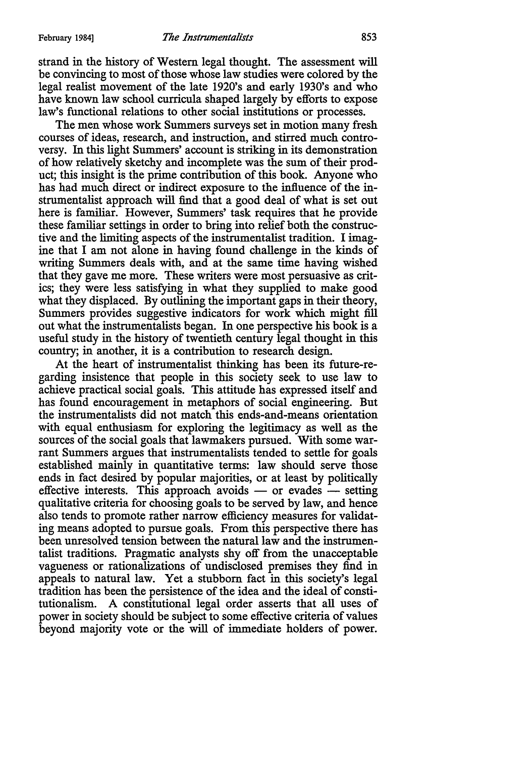strand in the history of Western legal thought. The assessment will be convincing to most of those whose law studies were colored by the legal realist movement of the late 1920's and early 1930's and who have known law school curricula shaped largely by efforts to expose law's functional relations to other social institutions or processes.

The men whose work Summers surveys set in motion many fresh courses of ideas, research, and instruction, and stirred much controversy. In this light Summers' account is striking in its demonstration of how relatively sketchy and incomplete was the sum of their product; this insight is the prime contribution of this book. Anyone who has had much direct or indirect exposure to the influence of the instrumentalist approach will find that a good deal of what is set out here is familiar. However, Summers' task requires that he provide these familiar settings in order to bring into relief both the constructive and the limiting aspects of the instrumentalist tradition. I imagine that I am not alone in having found challenge in the kinds of writing Summers deals with, and at the same time having wished that they gave me more. These writers were most persuasive as critics; they were less satisfying in what they supplied to make good what they displaced. By outlining the important gaps in their theory, Summers provides suggestive indicators for work which might fill out what the instrumentalists began. In one perspective his book is a useful study in the history of twentieth century legal thought in this country; in another, it is a contribution to research design.

At the heart of instrumentalist thinking has been its future-regarding insistence that people in this society seek to use law to achieve practical social goals. This attitude has expressed itself and has found encouragement in metaphors of social engineering. But the instrumentalists did not match this ends-and-means orientation with equal enthusiasm for exploring the legitimacy as well as the sources of the social goals that lawmakers pursued. With some warrant Summers argues that instrumentalists tended to settle for goals established mainly in quantitative terms: law should serve those ends in fact desired by popular majorities, or at least by politically effective interests. This approach avoids — or evades — setting qualitative criteria for choosing goals to be served by law, and hence also tends to promote rather narrow efficiency measures for validating means adopted to pursue goals. From this perspective there has been unresolved tension between the natural law and the instrumentalist traditions. Pragmatic analysts shy off from the unacceptable vagueness or rationalizations of undisclosed premises they find in appeals to natural law. Yet a stubborn fact in this society's legal tradition has been the persistence of the idea and the ideal of constitutionalism. A constitutional legal order asserts that all uses of power in society should be subject to some effective criteria of values beyond majority vote or the will of immediate holders of power.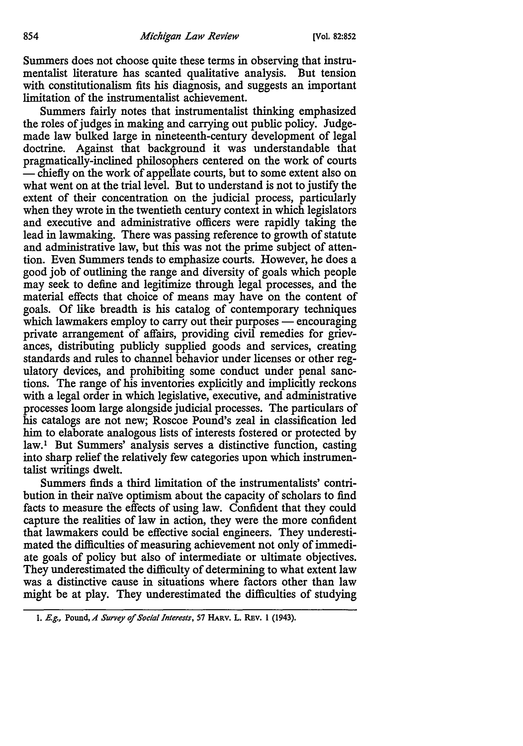Summers does not choose quite these terms in observing that instrumentalist literature has scanted qualitative analysis. But tension with constitutionalism fits his diagnosis, and suggests an important limitation of the instrumentalist achievement.

Summers fairly notes that instrumentalist thinking emphasized the roles of judges in making and carrying out public policy. Judge-made law bulked large in nineteenth-century development of legal doctrine. Against that background it was understandable that pragmatically-inclined philosophers centered on the work of courts — chiefly on the work of appellate courts, but to some extent also on what went on at the trial level. But to understand is not to justify the extent of their concentration on the judicial process, particularly when they wrote in the twentieth century context in which legislators and executive and administrative officers were rapidly taking the lead in lawmaking. There was passing reference to growth of statute and administrative law, but this was not the prime subject of attention. Even Summers tends to emphasize courts. However, he does a good job of outlining the range and diversity of goals which people may seek to define and legitimize through legal processes, and the material effects that choice of means may have on the content of goals. Of like breadth is his catalog of contemporary techniques which lawmakers employ to carry out their purposes — encouraging private arrangement of affairs, providing civil remedies for grievances, distributing publicly supplied goods and services, creating standards and rules to channel behavior under licenses or other regulatory devices, and prohibiting some conduct under penal sanctions. The range of his inventories explicitly and implicitly reckons with a legal order in which legislative, executive, and administrative processes loom large alongside judicial processes. The particulars of his catalogs are not new; Roscoe Pound's zeal in classification led him to elaborate analogous lists of interests fostered or protected by law.[1] But Summers' analysis serves a distinctive function, casting into sharp relief the relatively few categories upon which instrumentalist writings dwelt.

Summers finds a third limitation of the instrumentalists' contribution in their naïve optimism about the capacity of scholars to find facts to measure the effects of using law. Confident that they could capture the realities of law in action, they were the more confident that lawmakers could be effective social engineers. They underestimated the difficulties of measuring achievement not only of immediate goals of policy but also of intermediate or ultimate objectives. They underestimated the difficulty of determining to what extent law was a distinctive cause in situations where factors other than law might be at play. They underestimated the difficulties of studying

---

1. *E.g.*, Pound, *A Survey of Social Interests*, 57 HARV. L. REV. 1 (1943).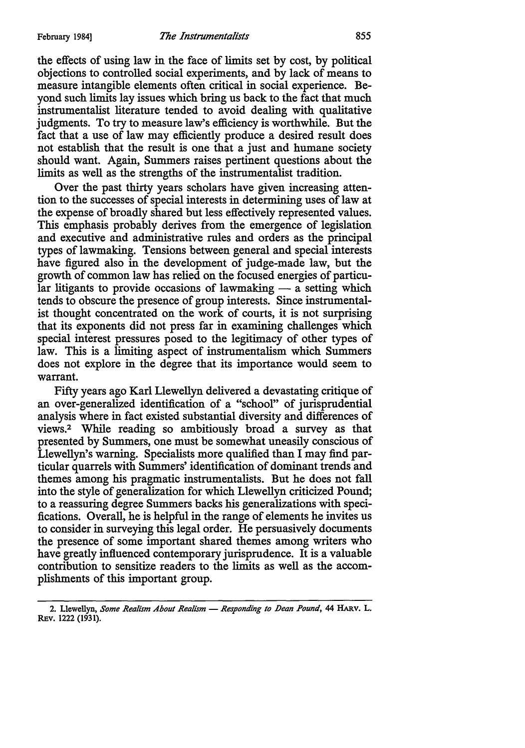the effects of using law in the face of limits set by cost, by political objections to controlled social experiments, and by lack of means to measure intangible elements often critical in social experience. Beyond such limits lay issues which bring us back to the fact that much instrumentalist literature tended to avoid dealing with qualitative judgments. To try to measure law's efficiency is worthwhile. But the fact that a use of law may efficiently produce a desired result does not establish that the result is one that a just and humane society should want. Again, Summers raises pertinent questions about the limits as well as the strengths of the instrumentalist tradition.

Over the past thirty years scholars have given increasing attention to the successes of special interests in determining uses of law at the expense of broadly shared but less effectively represented values. This emphasis probably derives from the emergence of legislation and executive and administrative rules and orders as the principal types of lawmaking. Tensions between general and special interests have figured also in the development of judge-made law, but the growth of common law has relied on the focused energies of particular litigants to provide occasions of lawmaking — a setting which tends to obscure the presence of group interests. Since instrumentalist thought concentrated on the work of courts, it is not surprising that its exponents did not press far in examining challenges which special interest pressures posed to the legitimacy of other types of law. This is a limiting aspect of instrumentalism which Summers does not explore in the degree that its importance would seem to warrant.

Fifty years ago Karl Llewellyn delivered a devastating critique of an over-generalized identification of a "school" of jurisprudential analysis where in fact existed substantial diversity and differences of views.[2] While reading so ambitiously broad a survey as that presented by Summers, one must be somewhat uneasily conscious of Llewellyn's warning. Specialists more qualified than I may find particular quarrels with Summers' identification of dominant trends and themes among his pragmatic instrumentalists. But he does not fall into the style of generalization for which Llewellyn criticized Pound; to a reassuring degree Summers backs his generalizations with specifications. Overall, he is helpful in the range of elements he invites us to consider in surveying this legal order. He persuasively documents the presence of some important shared themes among writers who have greatly influenced contemporary jurisprudence. It is a valuable contribution to sensitize readers to the limits as well as the accomplishments of this important group.

---

2. Llewellyn, *Some Realism About Realism — Responding to Dean Pound*, 44 HARV. L. REV. 1222 (1931).